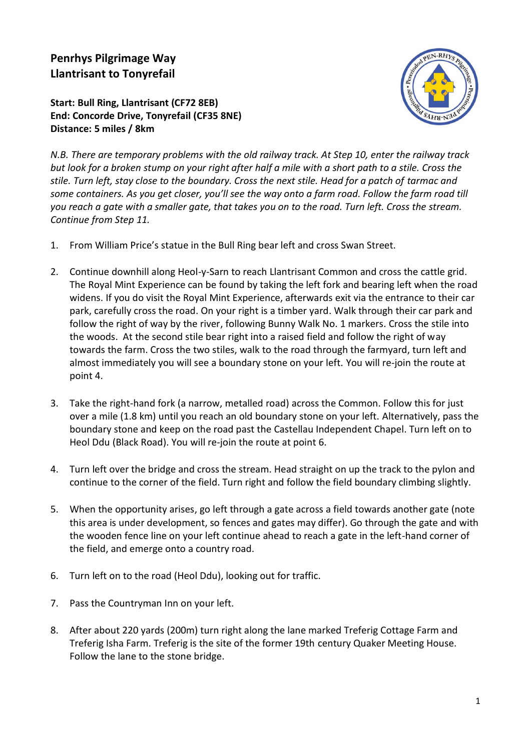# Penrhys Pilgrimage Way
# Llantrisant to Tonyrefail

**Start: Bull Ring, Llantrisant (CF72 8EB)**
**End: Concorde Drive, Tonyrefail (CF35 8NE)**
**Distance: 5 miles / 8km**

*N.B. There are temporary problems with the old railway track. At Step 10, enter the railway track but look for a broken stump on your right after half a mile with a short path to a stile. Cross the stile. Turn left, stay close to the boundary. Cross the next stile. Head for a patch of tarmac and some containers. As you get closer, you'll see the way onto a farm road. Follow the farm road till you reach a gate with a smaller gate, that takes you on to the road. Turn left. Cross the stream. Continue from Step 11.*

1. From William Price's statue in the Bull Ring bear left and cross Swan Street.

2. Continue downhill along Heol-y-Sarn to reach Llantrisant Common and cross the cattle grid. The Royal Mint Experience can be found by taking the left fork and bearing left when the road widens. If you do visit the Royal Mint Experience, afterwards exit via the entrance to their car park, carefully cross the road. On your right is a timber yard. Walk through their car park and follow the right of way by the river, following Bunny Walk No. 1 markers. Cross the stile into the woods. At the second stile bear right into a raised field and follow the right of way towards the farm. Cross the two stiles, walk to the road through the farmyard, turn left and almost immediately you will see a boundary stone on your left. You will re-join the route at point 4.

3. Take the right-hand fork (a narrow, metalled road) across the Common. Follow this for just over a mile (1.8 km) until you reach an old boundary stone on your left. Alternatively, pass the boundary stone and keep on the road past the Castellau Independent Chapel. Turn left on to Heol Ddu (Black Road). You will re-join the route at point 6.

4. Turn left over the bridge and cross the stream. Head straight on up the track to the pylon and continue to the corner of the field. Turn right and follow the field boundary climbing slightly.

5. When the opportunity arises, go left through a gate across a field towards another gate (note this area is under development, so fences and gates may differ). Go through the gate and with the wooden fence line on your left continue ahead to reach a gate in the left-hand corner of the field, and emerge onto a country road.

6. Turn left on to the road (Heol Ddu), looking out for traffic.

7. Pass the Countryman Inn on your left.

8. After about 220 yards (200m) turn right along the lane marked Treferig Cottage Farm and Treferig Isha Farm. Treferig is the site of the former 19th century Quaker Meeting House. Follow the lane to the stone bridge.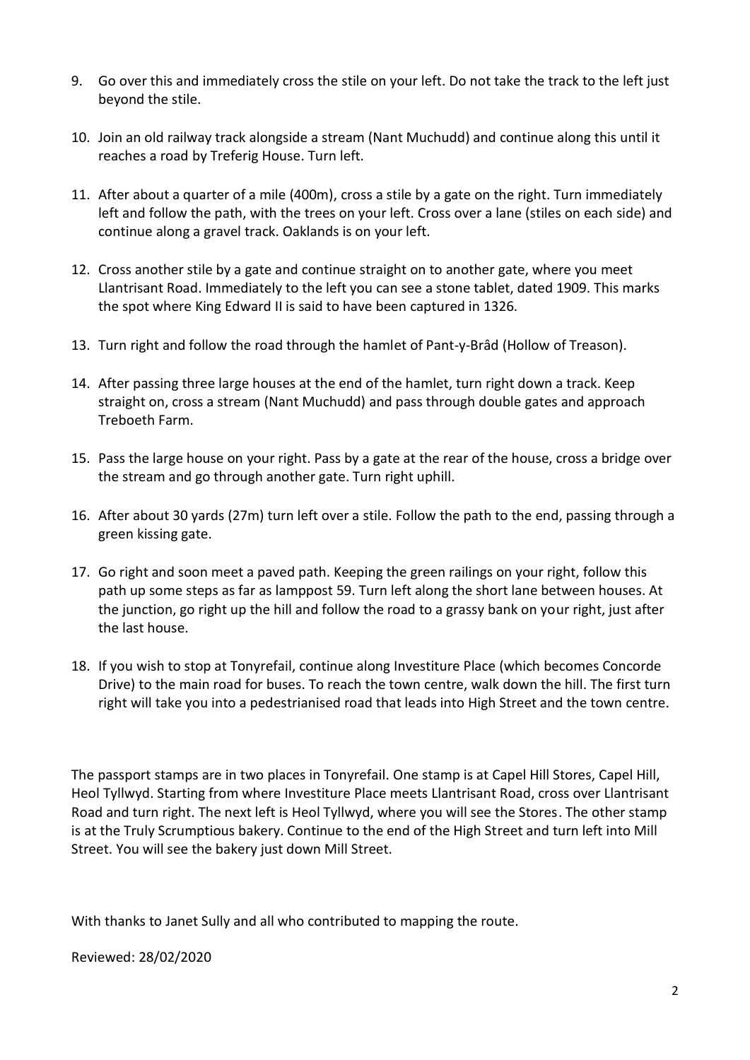9. Go over this and immediately cross the stile on your left. Do not take the track to the left just beyond the stile.

10. Join an old railway track alongside a stream (Nant Muchudd) and continue along this until it reaches a road by Treferig House. Turn left.

11. After about a quarter of a mile (400m), cross a stile by a gate on the right. Turn immediately left and follow the path, with the trees on your left. Cross over a lane (stiles on each side) and continue along a gravel track. Oaklands is on your left.

12. Cross another stile by a gate and continue straight on to another gate, where you meet Llantrisant Road. Immediately to the left you can see a stone tablet, dated 1909. This marks the spot where King Edward II is said to have been captured in 1326.

13. Turn right and follow the road through the hamlet of Pant-y-Brâd (Hollow of Treason).

14. After passing three large houses at the end of the hamlet, turn right down a track. Keep straight on, cross a stream (Nant Muchudd) and pass through double gates and approach Treboeth Farm.

15. Pass the large house on your right. Pass by a gate at the rear of the house, cross a bridge over the stream and go through another gate. Turn right uphill.

16. After about 30 yards (27m) turn left over a stile. Follow the path to the end, passing through a green kissing gate.

17. Go right and soon meet a paved path. Keeping the green railings on your right, follow this path up some steps as far as lamppost 59. Turn left along the short lane between houses. At the junction, go right up the hill and follow the road to a grassy bank on your right, just after the last house.

18. If you wish to stop at Tonyrefail, continue along Investiture Place (which becomes Concorde Drive) to the main road for buses. To reach the town centre, walk down the hill. The first turn right will take you into a pedestrianised road that leads into High Street and the town centre.

The passport stamps are in two places in Tonyrefail. One stamp is at Capel Hill Stores, Capel Hill, Heol Tyllwyd. Starting from where Investiture Place meets Llantrisant Road, cross over Llantrisant Road and turn right. The next left is Heol Tyllwyd, where you will see the Stores. The other stamp is at the Truly Scrumptious bakery. Continue to the end of the High Street and turn left into Mill Street. You will see the bakery just down Mill Street.

With thanks to Janet Sully and all who contributed to mapping the route.

Reviewed: 28/02/2020